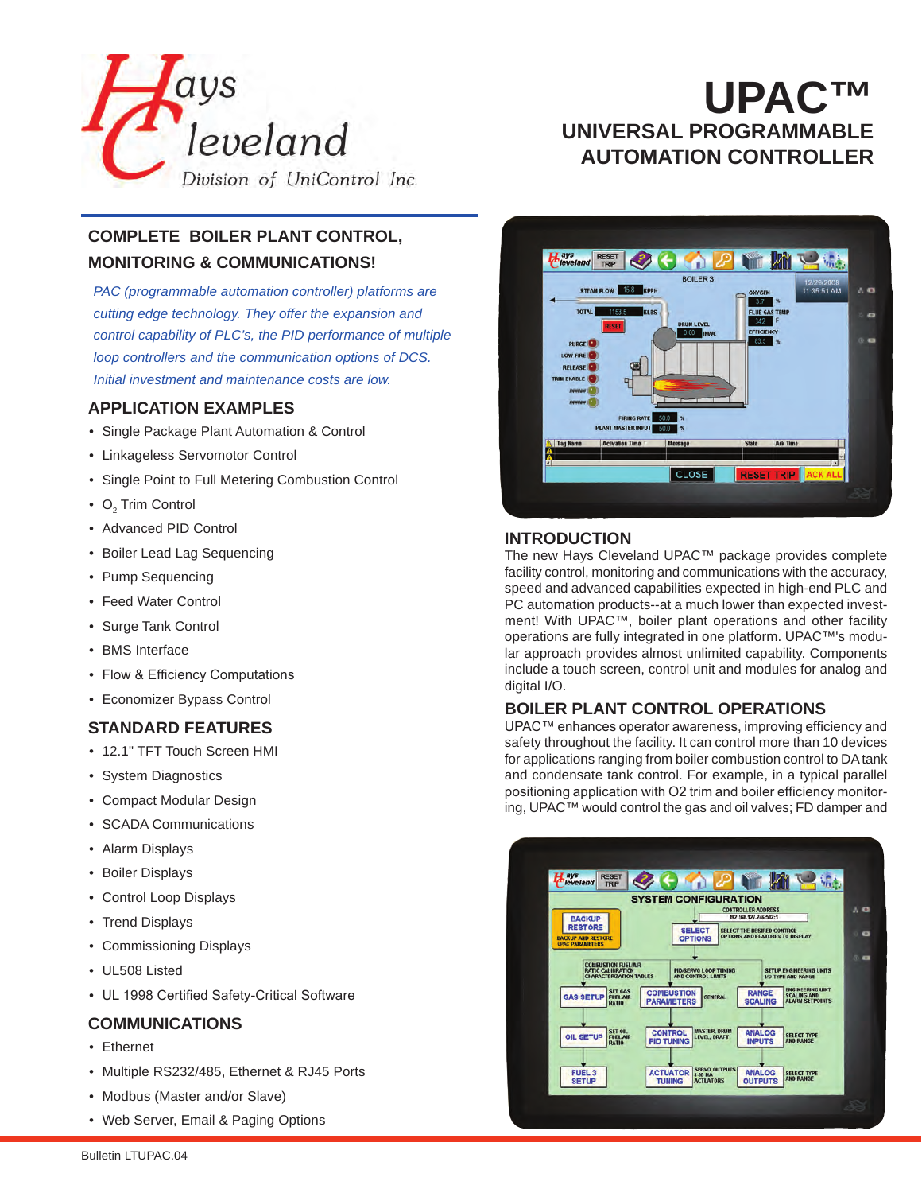Hays Cleveland
Division of UniControl Inc.

# UPAC™
## UNIVERSAL PROGRAMMABLE AUTOMATION CONTROLLER

## COMPLETE BOILER PLANT CONTROL, MONITORING & COMMUNICATIONS!

*PAC (programmable automation controller) platforms are cutting edge technology. They offer the expansion and control capability of PLC's, the PID performance of multiple loop controllers and the communication options of DCS. Initial investment and maintenance costs are low.*

## APPLICATION EXAMPLES

- Single Package Plant Automation & Control
- Linkageless Servomotor Control
- Single Point to Full Metering Combustion Control
- $O_2$ Trim Control
- Advanced PID Control
- Boiler Lead Lag Sequencing
- Pump Sequencing
- Feed Water Control
- Surge Tank Control
- BMS Interface
- Flow & Efficiency Computations
- Economizer Bypass Control

## STANDARD FEATURES

- 12.1" TFT Touch Screen HMI
- System Diagnostics
- Compact Modular Design
- SCADA Communications
- Alarm Displays
- Boiler Displays
- Control Loop Displays
- Trend Displays
- Commissioning Displays
- UL508 Listed
- UL 1998 Certified Safety-Critical Software

## COMMUNICATIONS

- Ethernet
- Multiple RS232/485, Ethernet & RJ45 Ports
- Modbus (Master and/or Slave)
- Web Server, Email & Paging Options

## INTRODUCTION

The new Hays Cleveland UPAC™ package provides complete facility control, monitoring and communications with the accuracy, speed and advanced capabilities expected in high-end PLC and PC automation products--at a much lower than expected investment! With UPAC™, boiler plant operations and other facility operations are fully integrated in one platform. UPAC™'s modular approach provides almost unlimited capability. Components include a touch screen, control unit and modules for analog and digital I/O.

## BOILER PLANT CONTROL OPERATIONS

UPAC™ enhances operator awareness, improving efficiency and safety throughout the facility. It can control more than 10 devices for applications ranging from boiler combustion control to DA tank and condensate tank control. For example, in a typical parallel positioning application with O2 trim and boiler efficiency monitoring, UPAC™ would control the gas and oil valves; FD damper and

Bulletin LTUPAC.04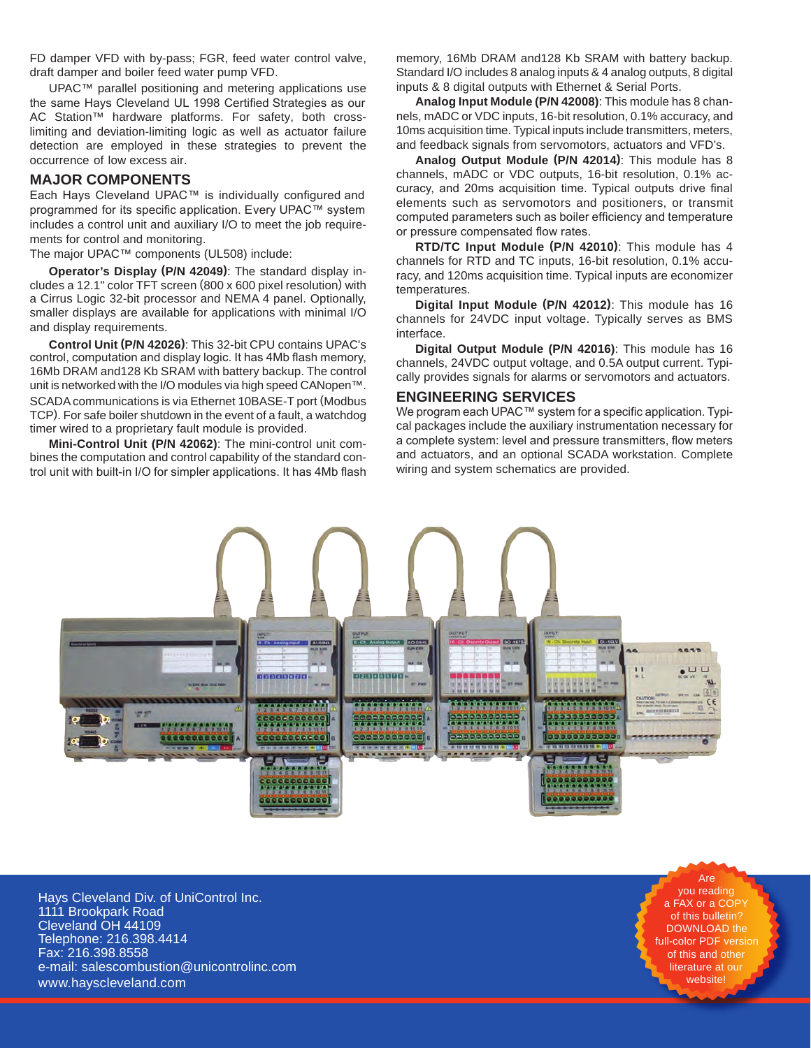FD damper VFD with by-pass; FGR, feed water control valve, draft damper and boiler feed water pump VFD.

UPAC™ parallel positioning and metering applications use the same Hays Cleveland UL 1998 Certified Strategies as our AC Station™ hardware platforms. For safety, both cross-limiting and deviation-limiting logic as well as actuator failure detection are employed in these strategies to prevent the occurrence of low excess air.

## MAJOR COMPONENTS

Each Hays Cleveland UPAC™ is individually configured and programmed for its specific application. Every UPAC™ system includes a control unit and auxiliary I/O to meet the job requirements for control and monitoring.

The major UPAC™ components (UL508) include:

**Operator's Display (P/N 42049)**: The standard display includes a 12.1" color TFT screen (800 x 600 pixel resolution) with a Cirrus Logic 32-bit processor and NEMA 4 panel. Optionally, smaller displays are available for applications with minimal I/O and display requirements.

**Control Unit (P/N 42026)**: This 32-bit CPU contains UPAC's control, computation and display logic. It has 4Mb flash memory, 16Mb DRAM and128 Kb SRAM with battery backup. The control unit is networked with the I/O modules via high speed CANopen™. SCADA communications is via Ethernet 10BASE-T port (Modbus TCP). For safe boiler shutdown in the event of a fault, a watchdog timer wired to a proprietary fault module is provided.

**Mini-Control Unit (P/N 42062)**: The mini-control unit combines the computation and control capability of the standard control unit with built-in I/O for simpler applications. It has 4Mb flash memory, 16Mb DRAM and128 Kb SRAM with battery backup. Standard I/O includes 8 analog inputs & 4 analog outputs, 8 digital inputs & 8 digital outputs with Ethernet & Serial Ports.

**Analog Input Module (P/N 42008)**: This module has 8 channels, mADC or VDC inputs, 16-bit resolution, 0.1% accuracy, and 10ms acquisition time. Typical inputs include transmitters, meters, and feedback signals from servomotors, actuators and VFD's.

**Analog Output Module (P/N 42014)**: This module has 8 channels, mADC or VDC outputs, 16-bit resolution, 0.1% accuracy, and 20ms acquisition time. Typical outputs drive final elements such as servomotors and positioners, or transmit computed parameters such as boiler efficiency and temperature or pressure compensated flow rates.

**RTD/TC Input Module (P/N 42010)**: This module has 4 channels for RTD and TC inputs, 16-bit resolution, 0.1% accuracy, and 120ms acquisition time. Typical inputs are economizer temperatures.

**Digital Input Module (P/N 42012)**: This module has 16 channels for 24VDC input voltage. Typically serves as BMS interface.

**Digital Output Module (P/N 42016)**: This module has 16 channels, 24VDC output voltage, and 0.5A output current. Typically provides signals for alarms or servomotors and actuators.

## ENGINEERING SERVICES

We program each UPAC™ system for a specific application. Typical packages include the auxiliary instrumentation necessary for a complete system: level and pressure transmitters, flow meters and actuators, and an optional SCADA workstation. Complete wiring and system schematics are provided.

Hays Cleveland Div. of UniControl Inc.
1111 Brookpark Road
Cleveland OH 44109
Telephone: 216.398.4414
Fax: 216.398.8558
e-mail: salescombustion@unicontrolinc.com
www.hayscleveland.com

Are you reading a FAX or a COPY of this bulletin? DOWNLOAD the full-color PDF version of this and other literature at our website!